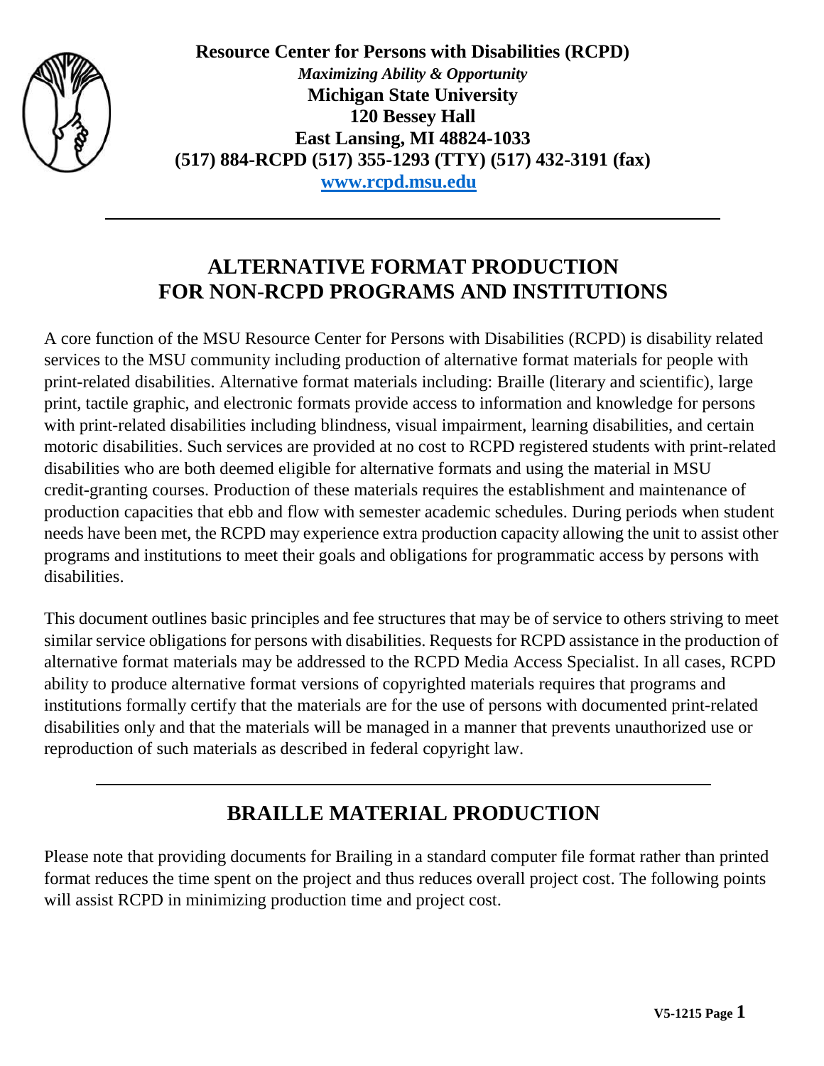**Resource Center for Persons with Disabilities (RCPD)**
***Maximizing Ability & Opportunity***
**Michigan State University**
**120 Bessey Hall**
**East Lansing, MI 48824-1033**
**(517) 884-RCPD (517) 355-1293 (TTY) (517) 432-3191 (fax)**
**www.rcpd.msu.edu**

---

# ALTERNATIVE FORMAT PRODUCTION FOR NON-RCPD PROGRAMS AND INSTITUTIONS

A core function of the MSU Resource Center for Persons with Disabilities (RCPD) is disability related services to the MSU community including production of alternative format materials for people with print-related disabilities. Alternative format materials including: Braille (literary and scientific), large print, tactile graphic, and electronic formats provide access to information and knowledge for persons with print-related disabilities including blindness, visual impairment, learning disabilities, and certain motoric disabilities. Such services are provided at no cost to RCPD registered students with print-related disabilities who are both deemed eligible for alternative formats and using the material in MSU credit-granting courses. Production of these materials requires the establishment and maintenance of production capacities that ebb and flow with semester academic schedules. During periods when student needs have been met, the RCPD may experience extra production capacity allowing the unit to assist other programs and institutions to meet their goals and obligations for programmatic access by persons with disabilities.

This document outlines basic principles and fee structures that may be of service to others striving to meet similar service obligations for persons with disabilities. Requests for RCPD assistance in the production of alternative format materials may be addressed to the RCPD Media Access Specialist. In all cases, RCPD ability to produce alternative format versions of copyrighted materials requires that programs and institutions formally certify that the materials are for the use of persons with documented print-related disabilities only and that the materials will be managed in a manner that prevents unauthorized use or reproduction of such materials as described in federal copyright law.

---

## BRAILLE MATERIAL PRODUCTION

Please note that providing documents for Brailing in a standard computer file format rather than printed format reduces the time spent on the project and thus reduces overall project cost. The following points will assist RCPD in minimizing production time and project cost.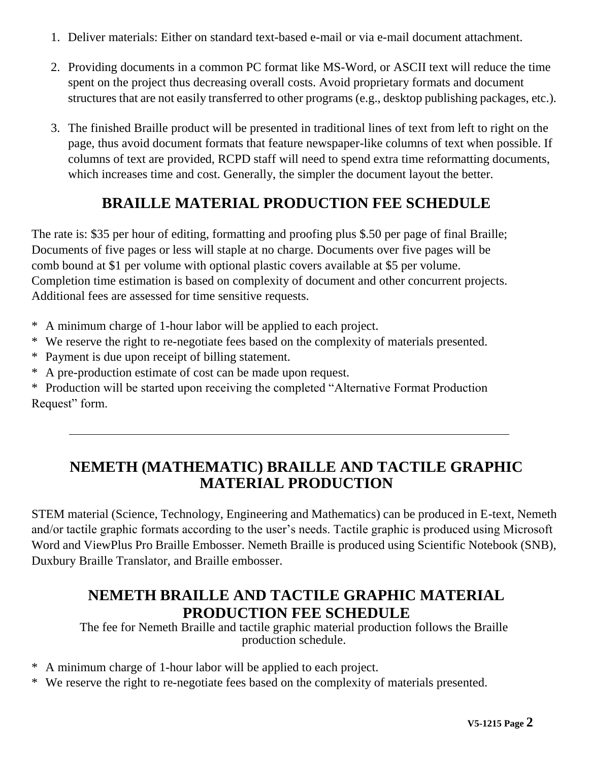1. Deliver materials: Either on standard text-based e-mail or via e-mail document attachment.

2. Providing documents in a common PC format like MS-Word, or ASCII text will reduce the time spent on the project thus decreasing overall costs. Avoid proprietary formats and document structures that are not easily transferred to other programs (e.g., desktop publishing packages, etc.).

3. The finished Braille product will be presented in traditional lines of text from left to right on the page, thus avoid document formats that feature newspaper-like columns of text when possible. If columns of text are provided, RCPD staff will need to spend extra time reformatting documents, which increases time and cost. Generally, the simpler the document layout the better.

## BRAILLE MATERIAL PRODUCTION FEE SCHEDULE

The rate is: $35 per hour of editing, formatting and proofing plus $.50 per page of final Braille; Documents of five pages or less will staple at no charge. Documents over five pages will be comb bound at $1 per volume with optional plastic covers available at $5 per volume. Completion time estimation is based on complexity of document and other concurrent projects. Additional fees are assessed for time sensitive requests.

* A minimum charge of 1-hour labor will be applied to each project.
* We reserve the right to re-negotiate fees based on the complexity of materials presented.
* Payment is due upon receipt of billing statement.
* A pre-production estimate of cost can be made upon request.
* Production will be started upon receiving the completed “Alternative Format Production Request” form.

---

## NEMETH (MATHEMATIC) BRAILLE AND TACTILE GRAPHIC MATERIAL PRODUCTION

STEM material (Science, Technology, Engineering and Mathematics) can be produced in E-text, Nemeth and/or tactile graphic formats according to the user’s needs. Tactile graphic is produced using Microsoft Word and ViewPlus Pro Braille Embosser. Nemeth Braille is produced using Scientific Notebook (SNB), Duxbury Braille Translator, and Braille embosser.

## NEMETH BRAILLE AND TACTILE GRAPHIC MATERIAL PRODUCTION FEE SCHEDULE

The fee for Nemeth Braille and tactile graphic material production follows the Braille production schedule.

* A minimum charge of 1-hour labor will be applied to each project.
* We reserve the right to re-negotiate fees based on the complexity of materials presented.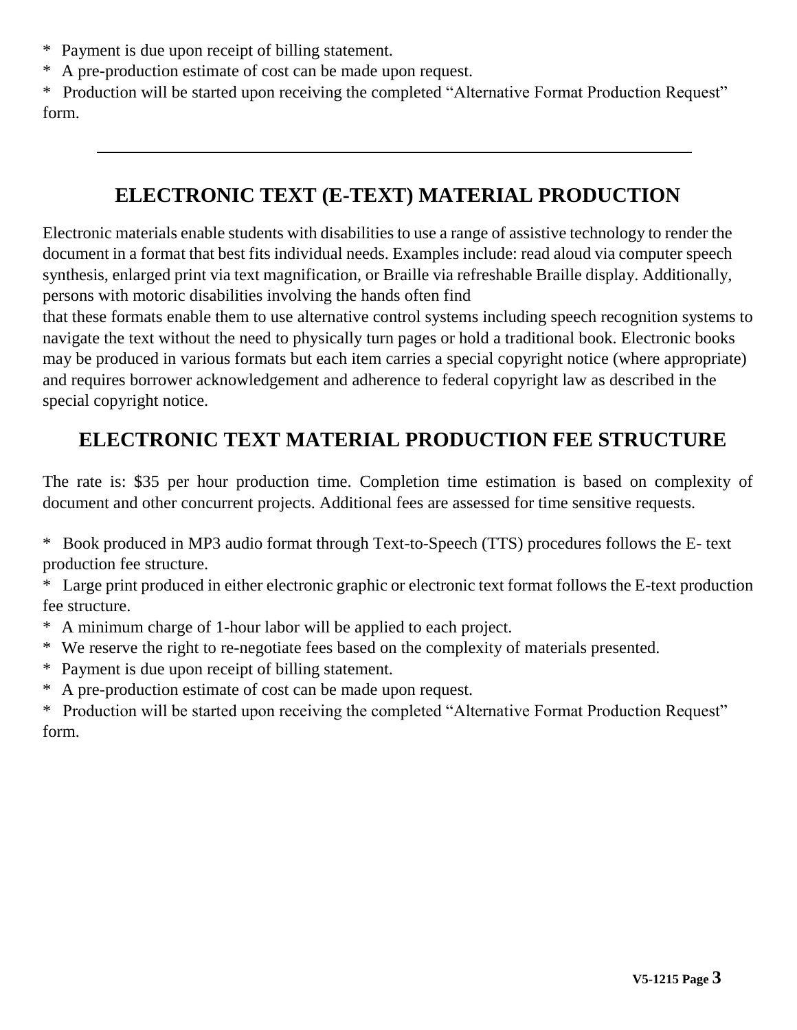* Payment is due upon receipt of billing statement.
* A pre-production estimate of cost can be made upon request.
* Production will be started upon receiving the completed "Alternative Format Production Request" form.

---

## ELECTRONIC TEXT (E-TEXT) MATERIAL PRODUCTION

Electronic materials enable students with disabilities to use a range of assistive technology to render the document in a format that best fits individual needs. Examples include: read aloud via computer speech synthesis, enlarged print via text magnification, or Braille via refreshable Braille display. Additionally, persons with motoric disabilities involving the hands often find that these formats enable them to use alternative control systems including speech recognition systems to navigate the text without the need to physically turn pages or hold a traditional book. Electronic books may be produced in various formats but each item carries a special copyright notice (where appropriate) and requires borrower acknowledgement and adherence to federal copyright law as described in the special copyright notice.

## ELECTRONIC TEXT MATERIAL PRODUCTION FEE STRUCTURE

The rate is: $35 per hour production time. Completion time estimation is based on complexity of document and other concurrent projects. Additional fees are assessed for time sensitive requests.

* Book produced in MP3 audio format through Text-to-Speech (TTS) procedures follows the E- text production fee structure.
* Large print produced in either electronic graphic or electronic text format follows the E-text production fee structure.
* A minimum charge of 1-hour labor will be applied to each project.
* We reserve the right to re-negotiate fees based on the complexity of materials presented.
* Payment is due upon receipt of billing statement.
* A pre-production estimate of cost can be made upon request.
* Production will be started upon receiving the completed "Alternative Format Production Request" form.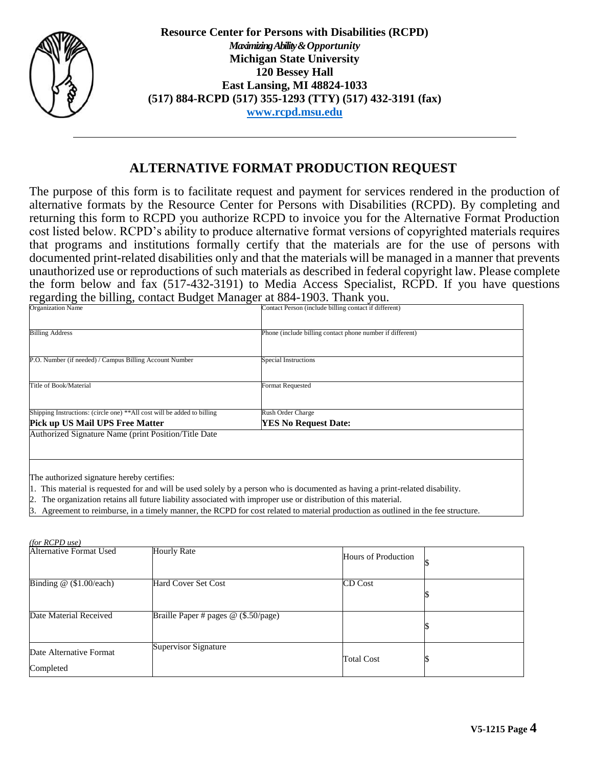**Resource Center for Persons with Disabilities (RCPD)**
***Maximizing Ability & Opportunity***
**Michigan State University**
**120 Bessey Hall**
**East Lansing, MI 48824-1033**
**(517) 884-RCPD (517) 355-1293 (TTY) (517) 432-3191 (fax)**
**www.rcpd.msu.edu**

---

## ALTERNATIVE FORMAT PRODUCTION REQUEST

The purpose of this form is to facilitate request and payment for services rendered in the production of alternative formats by the Resource Center for Persons with Disabilities (RCPD). By completing and returning this form to RCPD you authorize RCPD to invoice you for the Alternative Format Production cost listed below. RCPD's ability to produce alternative format versions of copyrighted materials requires that programs and institutions formally certify that the materials are for the use of persons with documented print-related disabilities only and that the materials will be managed in a manner that prevents unauthorized use or reproductions of such materials as described in federal copyright law. Please complete the form below and fax (517-432-3191) to Media Access Specialist, RCPD. If you have questions regarding the billing, contact Budget Manager at 884-1903. Thank you.

| | |
|---|---|
| Organization Name | Contact Person (include billing contact if different) |
| Billing Address | Phone (include billing contact phone number if different) |
| P.O. Number (if needed) / Campus Billing Account Number | Special Instructions |
| Title of Book/Material | Format Requested |
| Shipping Instructions: (circle one) **All cost will be added to billing<br>**Pick up US Mail UPS Free Matter** | Rush Order Charge<br>**YES No Request Date:** |
| Authorized Signature Name (print Position/Title Date | |

The authorized signature hereby certifies:

1. This material is requested for and will be used solely by a person who is documented as having a print-related disability.
2. The organization retains all future liability associated with improper use or distribution of this material.
3. Agreement to reimburse, in a timely manner, the RCPD for cost related to material production as outlined in the fee structure.

*(for RCPD use)*

| | | | |
|---|---|---|---|
| Alternative Format Used | Hourly Rate | Hours of Production | $ |
| Binding @ ($1.00/each) | Hard Cover Set Cost | CD Cost | $ |
| Date Material Received | Braille Paper # pages @ ($.50/page) | | $ |
| Date Alternative Format Completed | Supervisor Signature | Total Cost | $ |